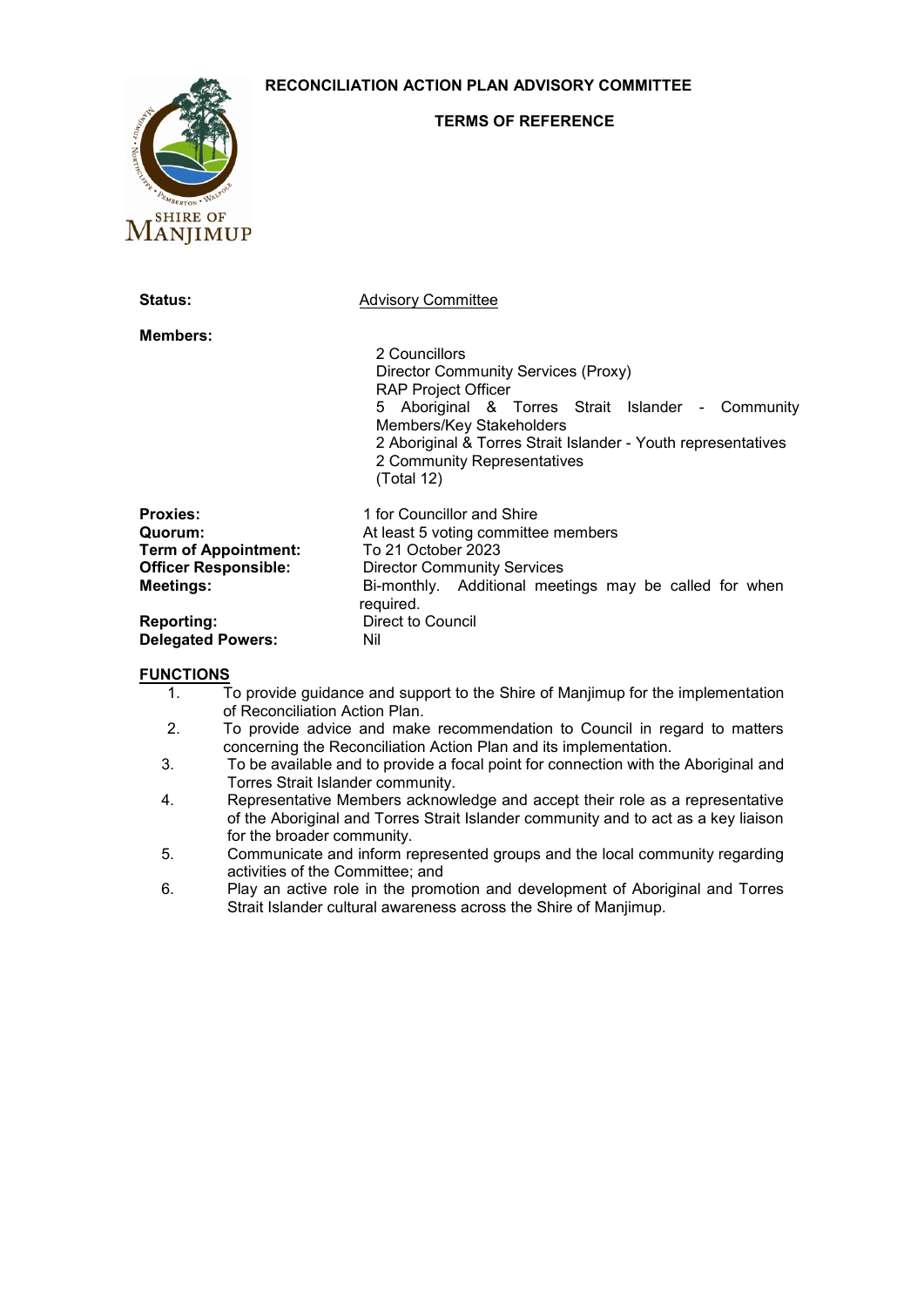# RECONCILIATION ACTION PLAN ADVISORY COMMITTEE

## TERMS OF REFERENCE

**Status:** Advisory Committee

**Members:**

2 Councillors
Director Community Services (Proxy)
RAP Project Officer
5 Aboriginal & Torres Strait Islander - Community Members/Key Stakeholders
2 Aboriginal & Torres Strait Islander - Youth representatives
2 Community Representatives
(Total 12)

**Proxies:** 1 for Councillor and Shire
**Quorum:** At least 5 voting committee members
**Term of Appointment:** To 21 October 2023
**Officer Responsible:** Director Community Services
**Meetings:** Bi-monthly. Additional meetings may be called for when required.
**Reporting:** Direct to Council
**Delegated Powers:** Nil

## FUNCTIONS

1. To provide guidance and support to the Shire of Manjimup for the implementation of Reconciliation Action Plan.
2. To provide advice and make recommendation to Council in regard to matters concerning the Reconciliation Action Plan and its implementation.
3. To be available and to provide a focal point for connection with the Aboriginal and Torres Strait Islander community.
4. Representative Members acknowledge and accept their role as a representative of the Aboriginal and Torres Strait Islander community and to act as a key liaison for the broader community.
5. Communicate and inform represented groups and the local community regarding activities of the Committee; and
6. Play an active role in the promotion and development of Aboriginal and Torres Strait Islander cultural awareness across the Shire of Manjimup.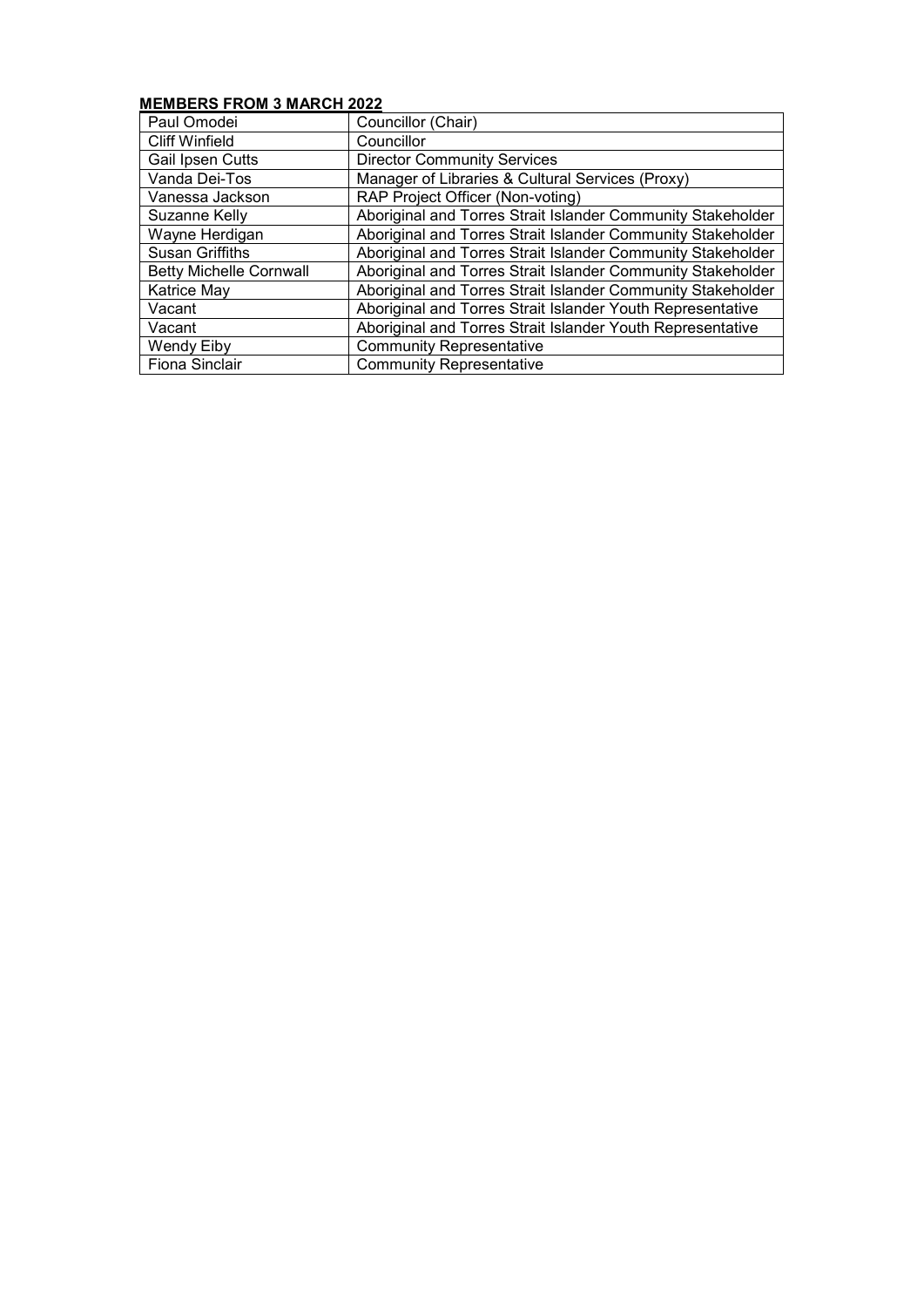**MEMBERS FROM 3 MARCH 2022**

| | |
|---|---|
| Paul Omodei | Councillor (Chair) |
| Cliff Winfield | Councillor |
| Gail Ipsen Cutts | Director Community Services |
| Vanda Dei-Tos | Manager of Libraries & Cultural Services (Proxy) |
| Vanessa Jackson | RAP Project Officer (Non-voting) |
| Suzanne Kelly | Aboriginal and Torres Strait Islander Community Stakeholder |
| Wayne Herdigan | Aboriginal and Torres Strait Islander Community Stakeholder |
| Susan Griffiths | Aboriginal and Torres Strait Islander Community Stakeholder |
| Betty Michelle Cornwall | Aboriginal and Torres Strait Islander Community Stakeholder |
| Katrice May | Aboriginal and Torres Strait Islander Community Stakeholder |
| Vacant | Aboriginal and Torres Strait Islander Youth Representative |
| Vacant | Aboriginal and Torres Strait Islander Youth Representative |
| Wendy Eiby | Community Representative |
| Fiona Sinclair | Community Representative |